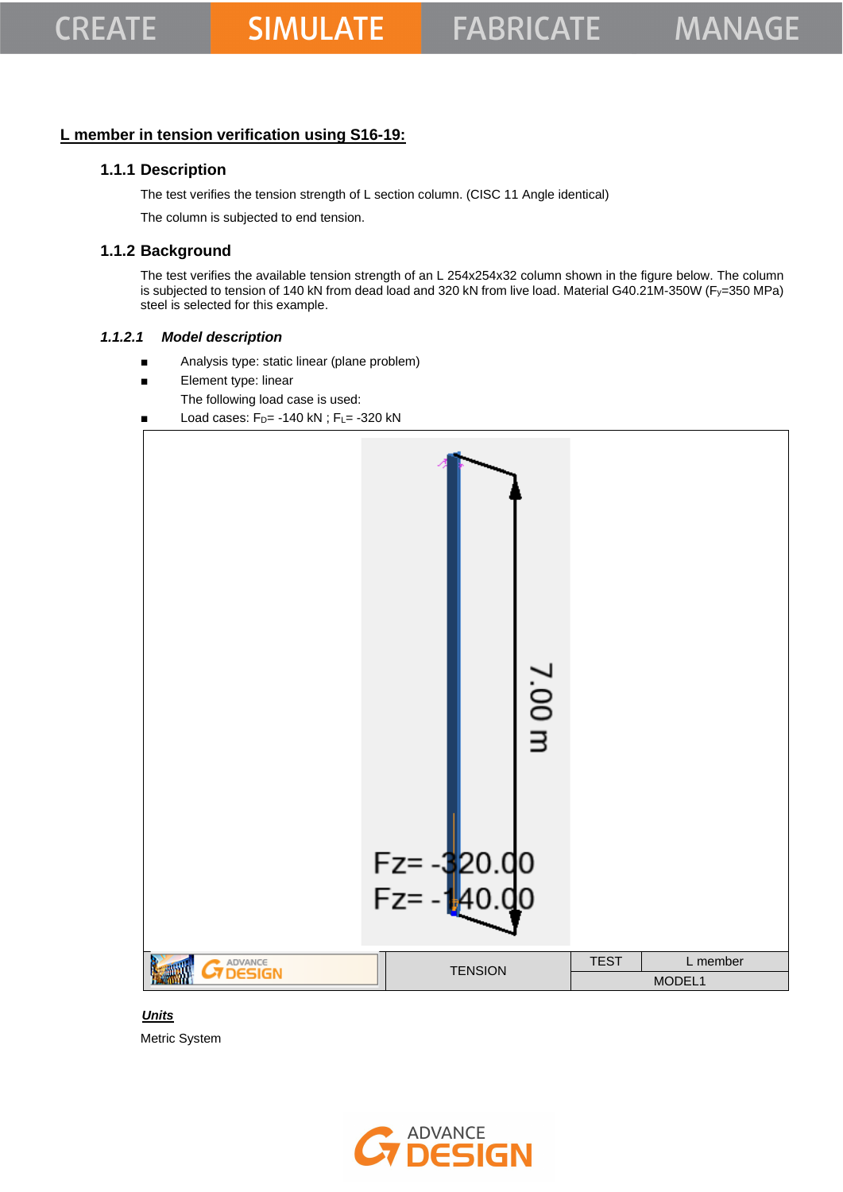## L member in tension verification using S16-19:

### 1.1.1 Description

The test verifies the tension strength of L section column. (CISC 11 Angle identical)

The column is subjected to end tension.

### 1.1.2 Background

The test verifies the available tension strength of an L 254x254x32 column shown in the figure below. The column is subjected to tension of 140 kN from dead load and 320 kN from live load. Material G40.21M-350W ($F_y$=350 MPa) steel is selected for this example.

#### *1.1.2.1 Model description*

- Analysis type: static linear (plane problem)
- Element type: linear

  The following load case is used:

- Load cases: $F_D$= -140 kN ; $F_L$= -320 kN

| ADVANCE DESIGN | TENSION | TEST | L member |
|---|---|---|---|
| | | MODEL1 | |

***Units***

Metric System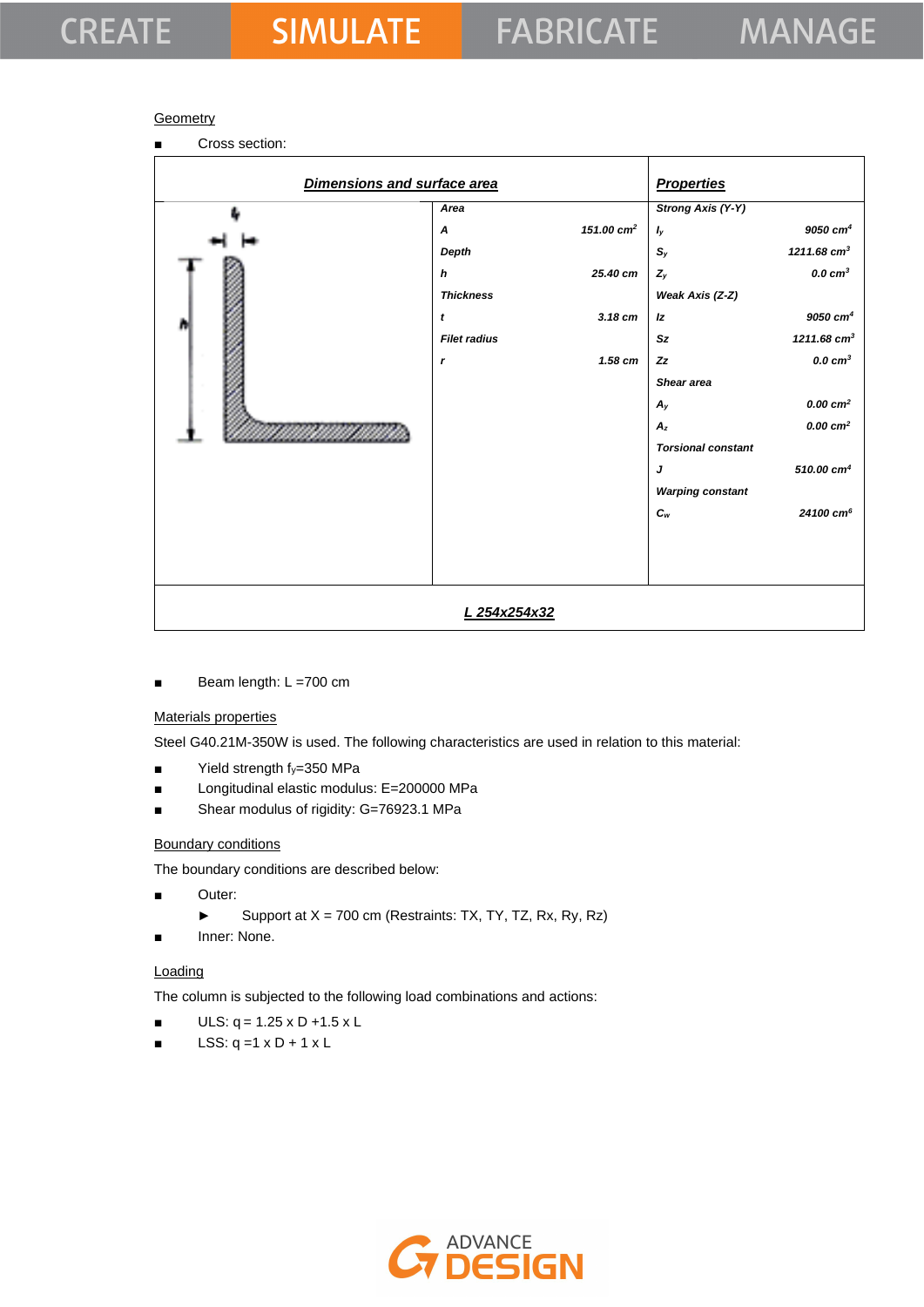Geometry

- Cross section:

| *Dimensions and surface area* | | *Properties* | |
|---|---|---|---|
| *Area* | | *Strong Axis (Y-Y)* | |
| *A* | *151.00 cm²* | $I_y$ | *9050 cm⁴* |
| *Depth* | | $S_y$ | *1211.68 cm³* |
| *h* | *25.40 cm* | $Z_y$ | *0.0 cm³* |
| *Thickness* | | *Weak Axis (Z-Z)* | |
| *t* | *3.18 cm* | *Iz* | *9050 cm⁴* |
| *Filet radius* | | *Sz* | *1211.68 cm³* |
| *r* | *1.58 cm* | *Zz* | *0.0 cm³* |
| | | *Shear area* | |
| | | $A_y$ | *0.00 cm²* |
| | | $A_z$ | *0.00 cm²* |
| | | *Torsional constant* | |
| | | *J* | *510.00 cm⁴* |
| | | *Warping constant* | |
| | | $C_w$ | *24100 cm⁶* |

*L 254x254x32*

- Beam length: L =700 cm

Materials properties

Steel G40.21M-350W is used. The following characteristics are used in relation to this material:

- Yield strength $f_y$=350 MPa
- Longitudinal elastic modulus: E=200000 MPa
- Shear modulus of rigidity: G=76923.1 MPa

Boundary conditions

The boundary conditions are described below:

- Outer:
  - Support at X = 700 cm (Restraints: TX, TY, TZ, Rx, Ry, Rz)
- Inner: None.

Loading

The column is subjected to the following load combinations and actions:

- ULS: q = 1.25 x D +1.5 x L
- LSS: q =1 x D + 1 x L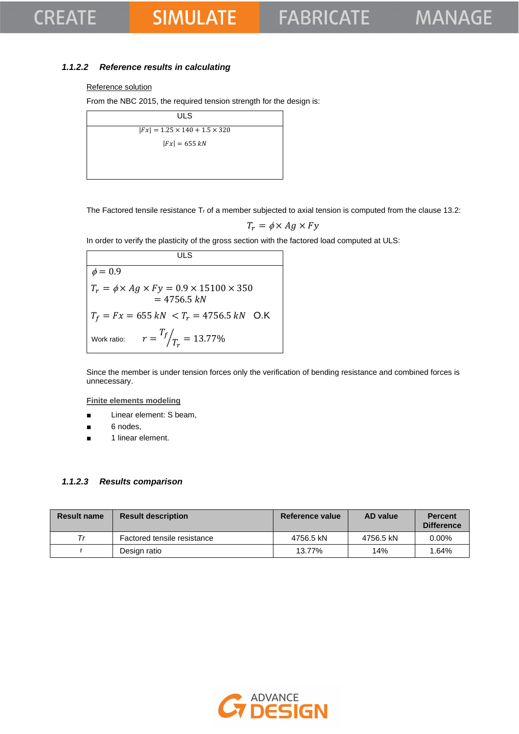### 1.1.2.2 *Reference results in calculating*

Reference solution

From the NBC 2015, the required tension strength for the design is:

| ULS |
|---|
| $|Fx| = 1.25 \times 140 + 1.5 \times 320$ <br> $|Fx| = 655\ kN$ |

The Factored tensile resistance $T_r$ of a member subjected to axial tension is computed from the clause 13.2:

$$T_r = \phi \times Ag \times Fy$$

In order to verify the plasticity of the gross section with the factored load computed at ULS:

| ULS |
|---|
| $\phi = 0.9$ <br> $T_r = \phi \times Ag \times Fy = 0.9 \times 15100 \times 350 = 4756.5\ kN$ <br> $T_f = Fx = 655\ kN < T_r = 4756.5\ kN$ O.K <br> Work ratio: $r = T_f / T_r = 13.77\%$ |

Since the member is under tension forces only the verification of bending resistance and combined forces is unnecessary.

**Finite elements modeling**

- Linear element: S beam,
- 6 nodes,
- 1 linear element.

### 1.1.2.3 *Results comparison*

| Result name | Result description | Reference value | AD value | Percent Difference |
|---|---|---|---|---|
| *Tr* | Factored tensile resistance | 4756.5 kN | 4756.5 kN | 0.00% |
| r | Design ratio | 13.77% | 14% | 1.64% |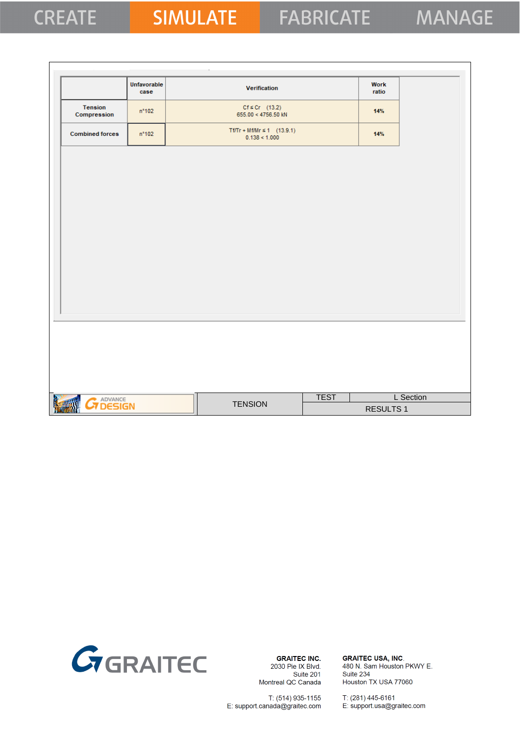| | Unfavorable case | Verification | Work ratio |
|---|---|---|---|
| Tension Compression | n°102 | $Cf \leq Cr$ (13.2)<br>655.00 < 4756.50 kN | 14% |
| Combined forces | n°102 | $Tf/Tr + Mf/Mr \leq 1$ (13.9.1)<br>0.138 < 1.000 | 14% |

ADVANCE DESIGN

| | | | |
|---|---|---|---|
| TENSION | TEST | L Section | |
| | RESULTS 1 | | |

GRAITEC

**GRAITEC INC.**
2030 Pie IX Blvd.
Suite 201
Montreal QC Canada

T: (514) 935-1155
E: support.canada@graitec.com

**GRAITEC USA, INC.**
480 N. Sam Houston PKWY E.
Suite 234
Houston TX USA 77060

T: (281) 445-6161
E: support.usa@graitec.com